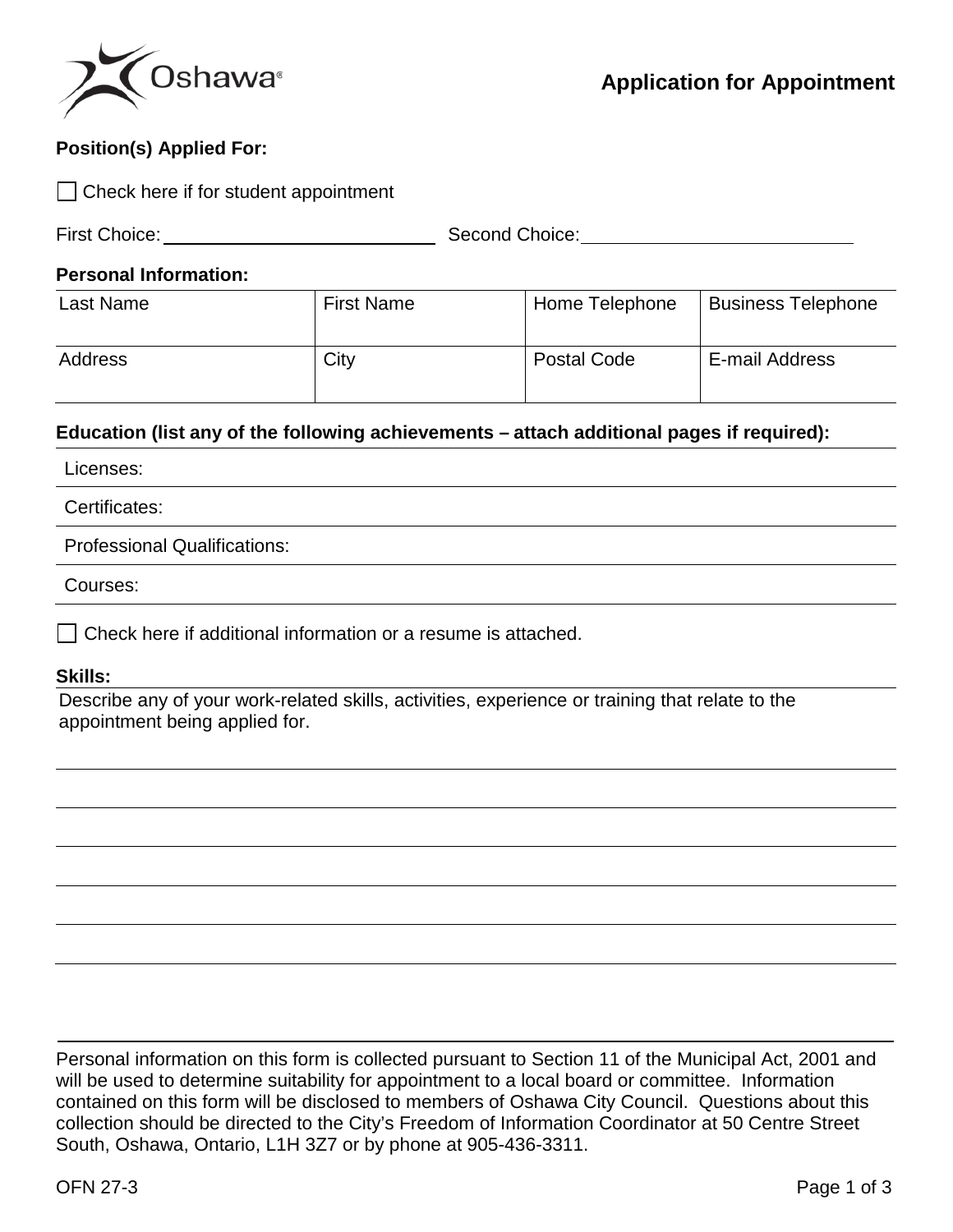Oshawa®

# Application for Appointment

**Position(s) Applied For:**

☐ Check here if for student appointment

First Choice: ____________________________ Second Choice: ____________________________

**Personal Information:**

| Last Name | First Name | Home Telephone | Business Telephone |
|---|---|---|---|
| Address | City | Postal Code | E-mail Address |

**Education (list any of the following achievements – attach additional pages if required):**

Licenses:

Certificates:

Professional Qualifications:

Courses:

☐ Check here if additional information or a resume is attached.

**Skills:**

Describe any of your work-related skills, activities, experience or training that relate to the appointment being applied for.

______________________________________________________________________

______________________________________________________________________

______________________________________________________________________

______________________________________________________________________

______________________________________________________________________

Personal information on this form is collected pursuant to Section 11 of the Municipal Act, 2001 and will be used to determine suitability for appointment to a local board or committee. Information contained on this form will be disclosed to members of Oshawa City Council. Questions about this collection should be directed to the City's Freedom of Information Coordinator at 50 Centre Street South, Oshawa, Ontario, L1H 3Z7 or by phone at 905-436-3311.

OFN 27-3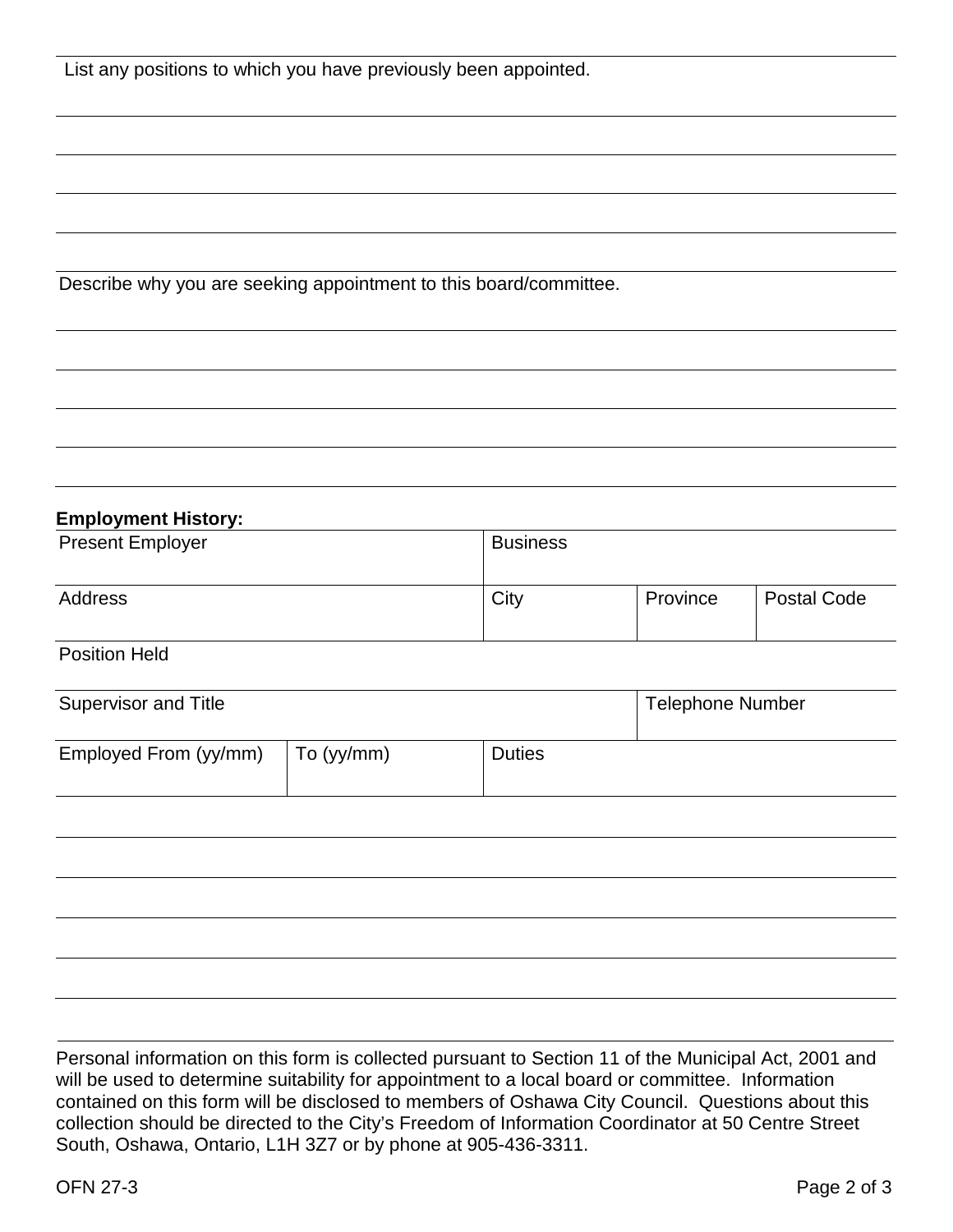List any positions to which you have previously been appointed.

Describe why you are seeking appointment to this board/committee.

**Employment History:**

| Present Employer | | Business | | |
|---|---|---|---|---|
| Address | | City | Province | Postal Code |
| Position Held | | | | |
| Supervisor and Title | | | Telephone Number | |
| Employed From (yy/mm) | To (yy/mm) | Duties | | |

Personal information on this form is collected pursuant to Section 11 of the Municipal Act, 2001 and will be used to determine suitability for appointment to a local board or committee. Information contained on this form will be disclosed to members of Oshawa City Council. Questions about this collection should be directed to the City's Freedom of Information Coordinator at 50 Centre Street South, Oshawa, Ontario, L1H 3Z7 or by phone at 905-436-3311.

OFN 27-3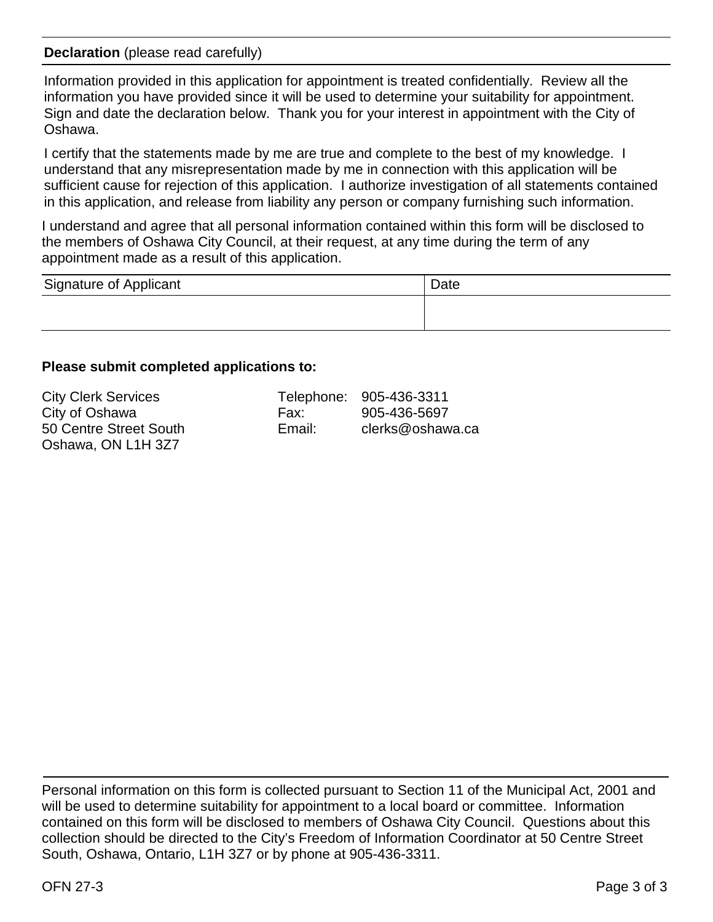**Declaration** (please read carefully)

Information provided in this application for appointment is treated confidentially. Review all the information you have provided since it will be used to determine your suitability for appointment. Sign and date the declaration below. Thank you for your interest in appointment with the City of Oshawa.

I certify that the statements made by me are true and complete to the best of my knowledge. I understand that any misrepresentation made by me in connection with this application will be sufficient cause for rejection of this application. I authorize investigation of all statements contained in this application, and release from liability any person or company furnishing such information.

I understand and agree that all personal information contained within this form will be disclosed to the members of Oshawa City Council, at their request, at any time during the term of any appointment made as a result of this application.

| Signature of Applicant | Date |
| --- | --- |
| | |

**Please submit completed applications to:**

City Clerk Services
City of Oshawa
50 Centre Street South
Oshawa, ON L1H 3Z7

Telephone: 905-436-3311
Fax: 905-436-5697
Email: clerks@oshawa.ca

Personal information on this form is collected pursuant to Section 11 of the Municipal Act, 2001 and will be used to determine suitability for appointment to a local board or committee. Information contained on this form will be disclosed to members of Oshawa City Council. Questions about this collection should be directed to the City's Freedom of Information Coordinator at 50 Centre Street South, Oshawa, Ontario, L1H 3Z7 or by phone at 905-436-3311.

OFN 27-3